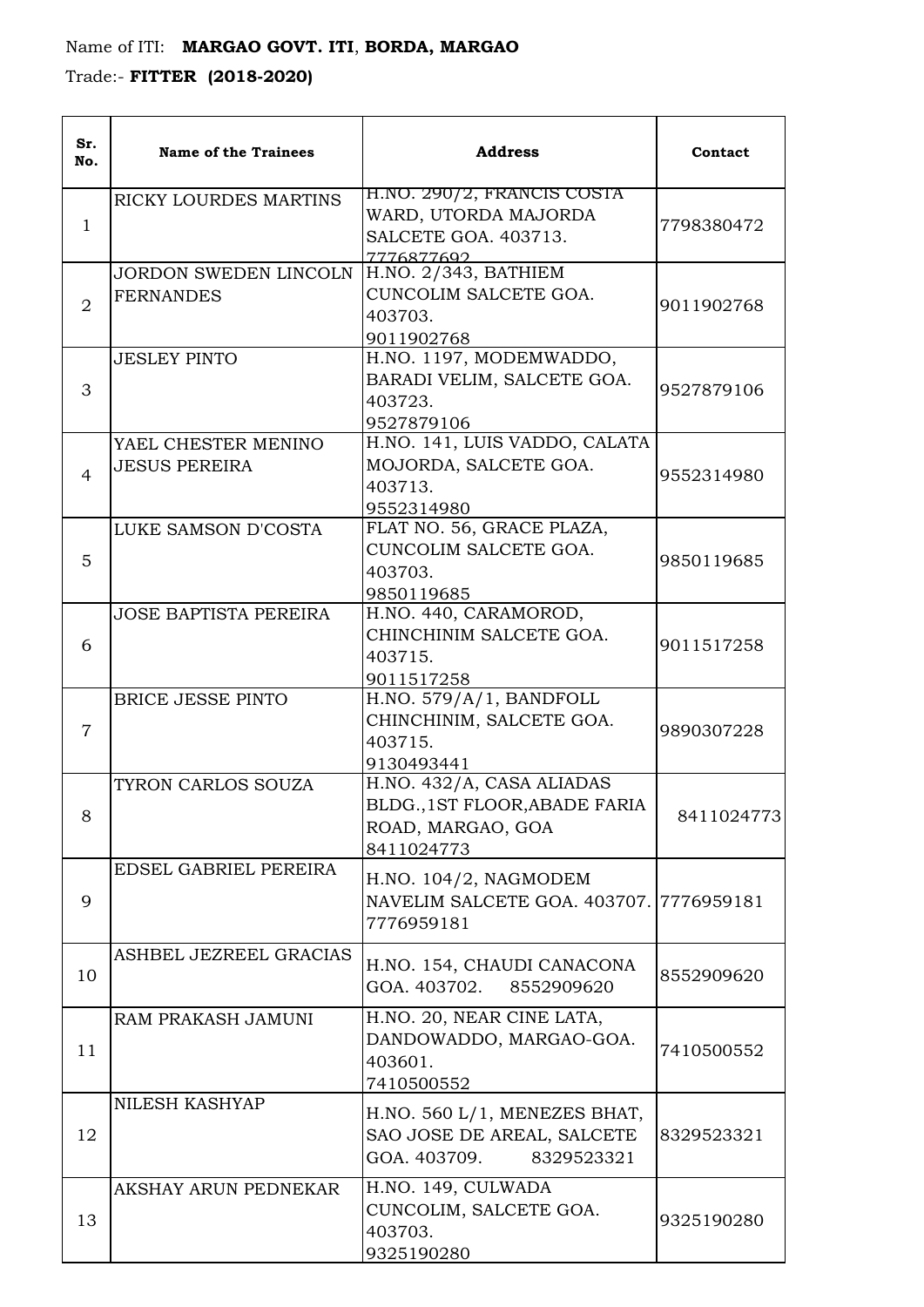Name of ITI: **MARGAO GOVT. ITI**, **BORDA, MARGAO**

Trade:- **FITTER (2018-2020)**

| Sr. No. | Name of the Trainees | Address | Contact |
|---|---|---|---|
| 1 | RICKY LOURDES MARTINS | H.NO. 290/2, FRANCIS COSTA WARD, UTORDA MAJORDA SALCETE GOA. 403713. 7776877692 | 7798380472 |
| 2 | JORDON SWEDEN LINCOLN FERNANDES | H.NO. 2/343, BATHIEM CUNCOLIM SALCETE GOA. 403703. 9011902768 | 9011902768 |
| 3 | JESLEY PINTO | H.NO. 1197, MODEMWADDO, BARADI VELIM, SALCETE GOA. 403723. 9527879106 | 9527879106 |
| 4 | YAEL CHESTER MENINO JESUS PEREIRA | H.NO. 141, LUIS VADDO, CALATA MOJORDA, SALCETE GOA. 403713. 9552314980 | 9552314980 |
| 5 | LUKE SAMSON D'COSTA | FLAT NO. 56, GRACE PLAZA, CUNCOLIM SALCETE GOA. 403703. 9850119685 | 9850119685 |
| 6 | JOSE BAPTISTA PEREIRA | H.NO. 440, CARAMOROD, CHINCHINIM SALCETE GOA. 403715. 9011517258 | 9011517258 |
| 7 | BRICE JESSE PINTO | H.NO. 579/A/1, BANDFOLL CHINCHINIM, SALCETE GOA. 403715. 9130493441 | 9890307228 |
| 8 | TYRON CARLOS SOUZA | H.NO. 432/A, CASA ALIADAS BLDG.,1ST FLOOR,ABADE FARIA ROAD, MARGAO, GOA 8411024773 | 8411024773 |
| 9 | EDSEL GABRIEL PEREIRA | H.NO. 104/2, NAGMODEM NAVELIM SALCETE GOA. 403707. 7776959181 | 7776959181 |
| 10 | ASHBEL JEZREEL GRACIAS | H.NO. 154, CHAUDI CANACONA GOA. 403702. 8552909620 | 8552909620 |
| 11 | RAM PRAKASH JAMUNI | H.NO. 20, NEAR CINE LATA, DANDOWADDO, MARGAO-GOA. 403601. 7410500552 | 7410500552 |
| 12 | NILESH KASHYAP | H.NO. 560 L/1, MENEZES BHAT, SAO JOSE DE AREAL, SALCETE GOA. 403709. 8329523321 | 8329523321 |
| 13 | AKSHAY ARUN PEDNEKAR | H.NO. 149, CULWADA CUNCOLIM, SALCETE GOA. 403703. 9325190280 | 9325190280 |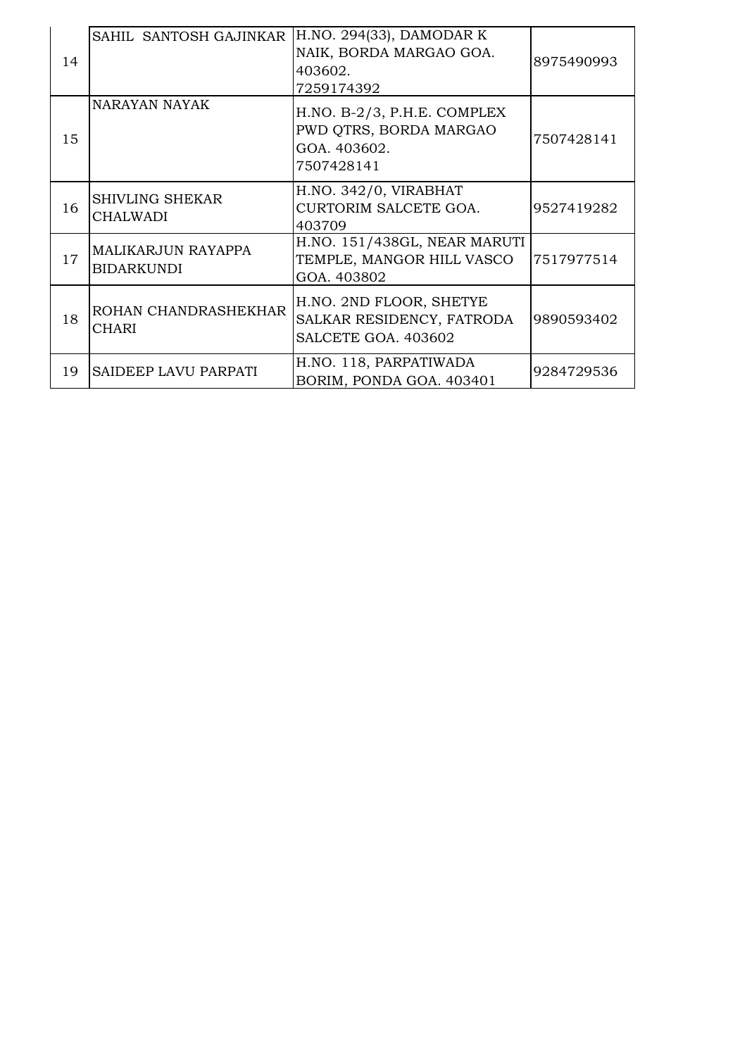| 14 | SAHIL SANTOSH GAJINKAR | H.NO. 294(33), DAMODAR K NAIK, BORDA MARGAO GOA. 403602. 7259174392 | 8975490993 |
|---|---|---|---|
| 15 | NARAYAN NAYAK | H.NO. B-2/3, P.H.E. COMPLEX PWD QTRS, BORDA MARGAO GOA. 403602. 7507428141 | 7507428141 |
| 16 | SHIVLING SHEKAR CHALWADI | H.NO. 342/0, VIRABHAT CURTORIM SALCETE GOA. 403709 | 9527419282 |
| 17 | MALIKARJUN RAYAPPA BIDARKUNDI | H.NO. 151/438GL, NEAR MARUTI TEMPLE, MANGOR HILL VASCO GOA. 403802 | 7517977514 |
| 18 | ROHAN CHANDRASHEKHAR CHARI | H.NO. 2ND FLOOR, SHETYE SALKAR RESIDENCY, FATRODA SALCETE GOA. 403602 | 9890593402 |
| 19 | SAIDEEP LAVU PARPATI | H.NO. 118, PARPATIWADA BORIM, PONDA GOA. 403401 | 9284729536 |